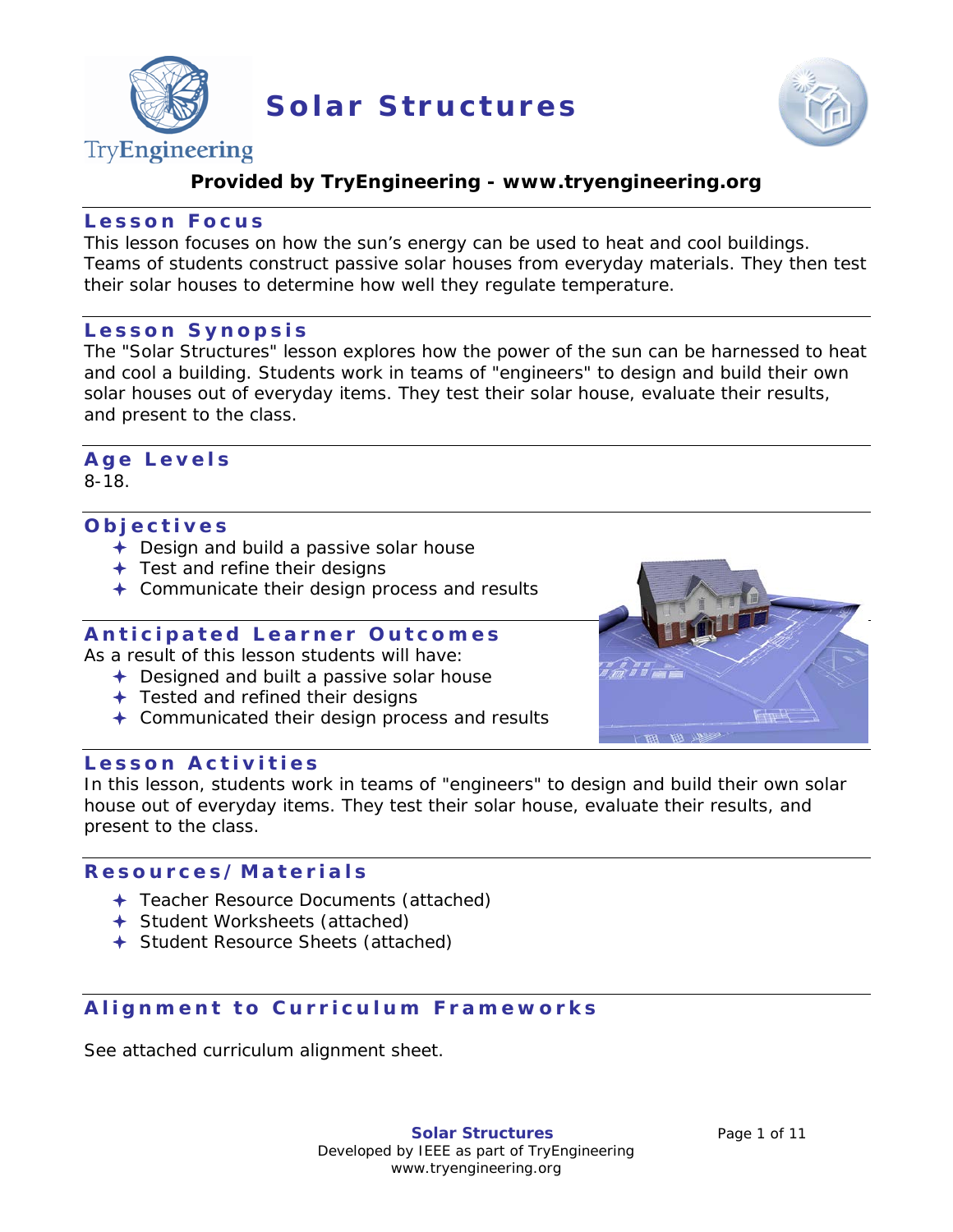# Solar Structures

**Provided by TryEngineering - www.tryengineering.org**

## Lesson Focus

This lesson focuses on how the sun's energy can be used to heat and cool buildings. Teams of students construct passive solar houses from everyday materials. They then test their solar houses to determine how well they regulate temperature.

## Lesson Synopsis

The "Solar Structures" lesson explores how the power of the sun can be harnessed to heat and cool a building. Students work in teams of "engineers" to design and build their own solar houses out of everyday items. They test their solar house, evaluate their results, and present to the class.

## Age Levels

8-18.

## Objectives

- Design and build a passive solar house
- Test and refine their designs
- Communicate their design process and results

## Anticipated Learner Outcomes

As a result of this lesson students will have:

- Designed and built a passive solar house
- Tested and refined their designs
- Communicated their design process and results

## Lesson Activities

In this lesson, students work in teams of "engineers" to design and build their own solar house out of everyday items. They test their solar house, evaluate their results, and present to the class.

## Resources/Materials

- Teacher Resource Documents (attached)
- Student Worksheets (attached)
- Student Resource Sheets (attached)

## Alignment to Curriculum Frameworks

See attached curriculum alignment sheet.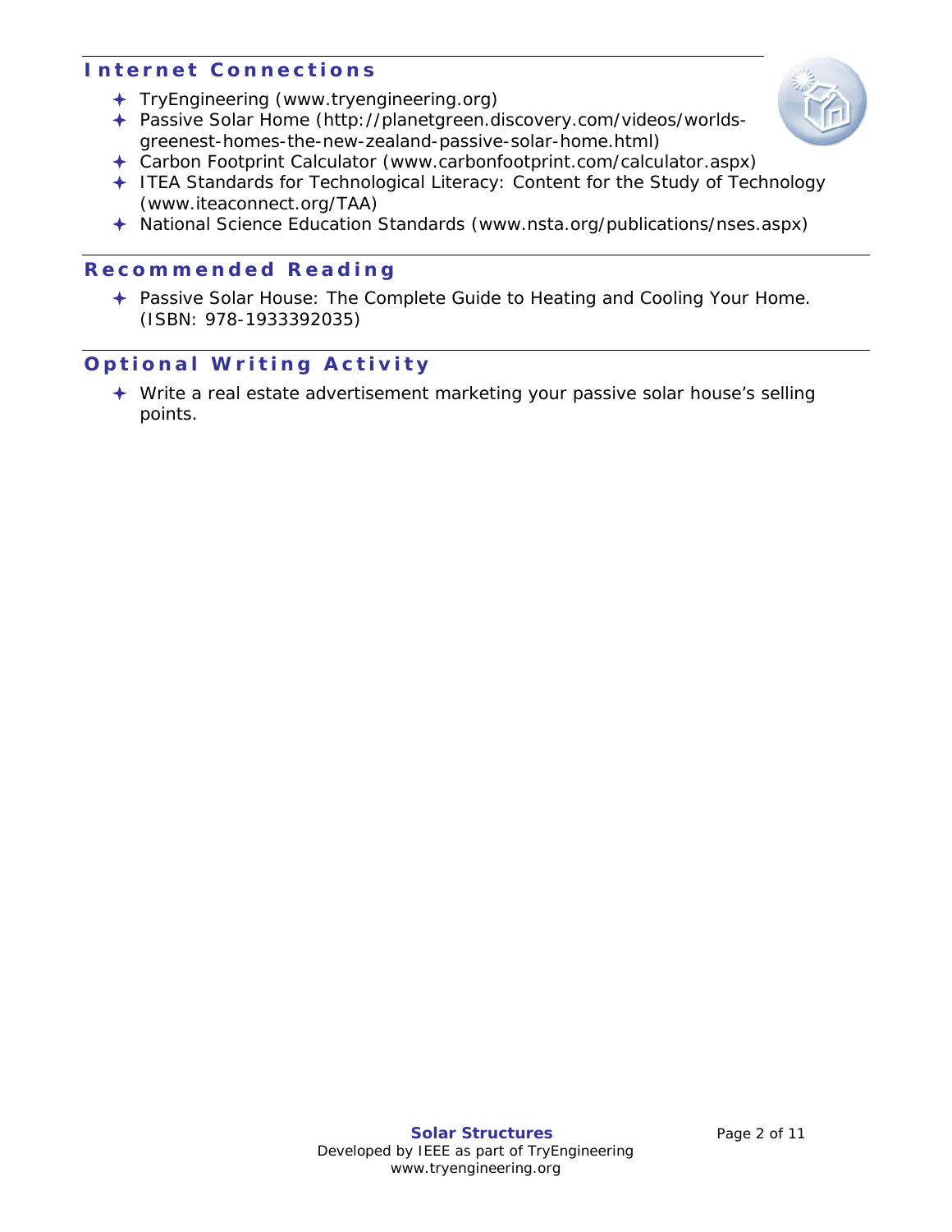## Internet Connections

- TryEngineering (www.tryengineering.org)
- Passive Solar Home (http://planetgreen.discovery.com/videos/worlds-greenest-homes-the-new-zealand-passive-solar-home.html)
- Carbon Footprint Calculator (www.carbonfootprint.com/calculator.aspx)
- ITEA Standards for Technological Literacy: Content for the Study of Technology (www.iteaconnect.org/TAA)
- National Science Education Standards (www.nsta.org/publications/nses.aspx)

## Recommended Reading

- Passive Solar House: The Complete Guide to Heating and Cooling Your Home. (ISBN: 978-1933392035)

## Optional Writing Activity

- Write a real estate advertisement marketing your passive solar house's selling points.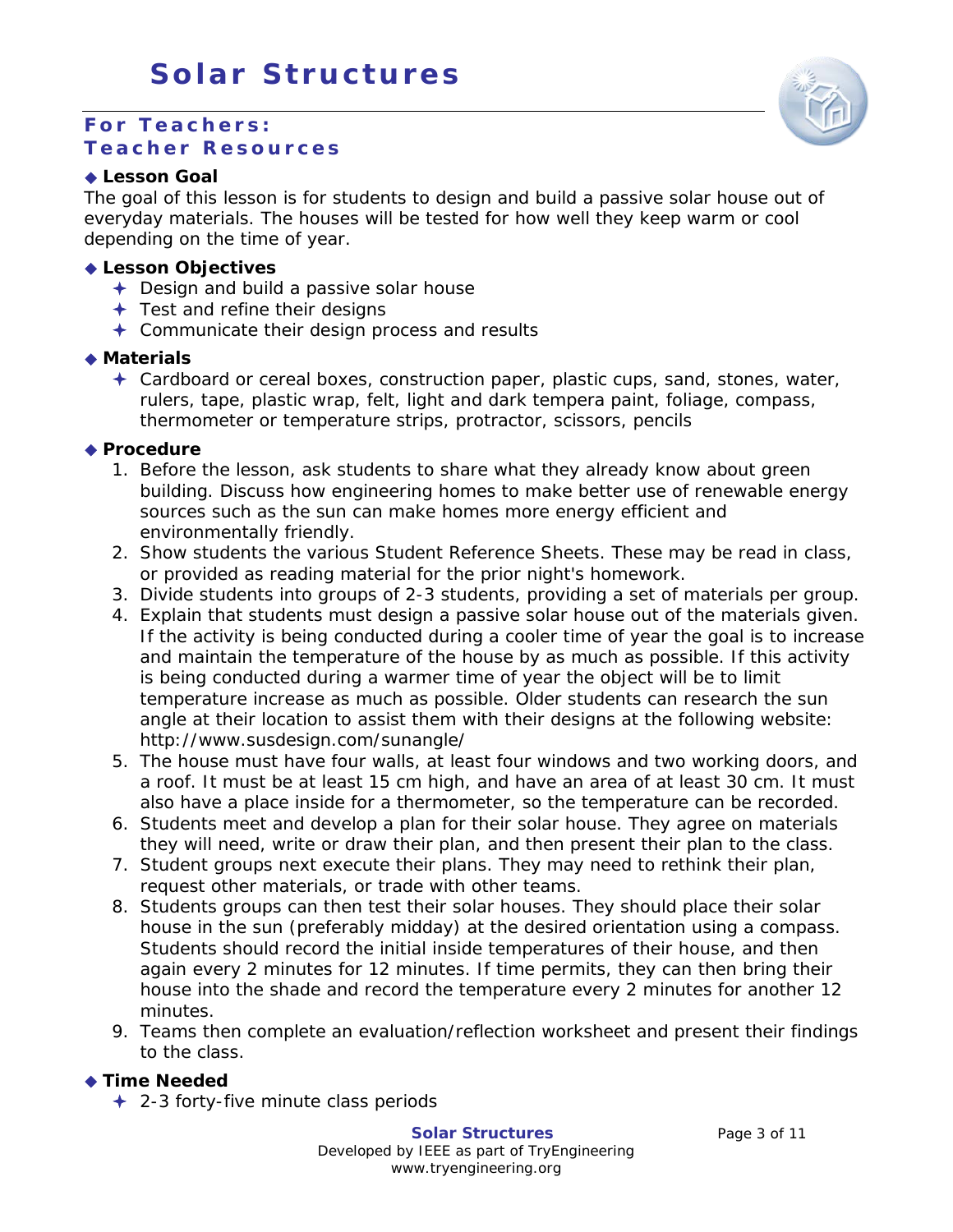# Solar Structures

## For Teachers:
## Teacher Resources

### ◆ Lesson Goal

The goal of this lesson is for students to design and build a passive solar house out of everyday materials. The houses will be tested for how well they keep warm or cool depending on the time of year.

### ◆ Lesson Objectives

- Design and build a passive solar house
- Test and refine their designs
- Communicate their design process and results

### ◆ Materials

- Cardboard or cereal boxes, construction paper, plastic cups, sand, stones, water, rulers, tape, plastic wrap, felt, light and dark tempera paint, foliage, compass, thermometer or temperature strips, protractor, scissors, pencils

### ◆ Procedure

1. Before the lesson, ask students to share what they already know about green building. Discuss how engineering homes to make better use of renewable energy sources such as the sun can make homes more energy efficient and environmentally friendly.
2. Show students the various Student Reference Sheets. These may be read in class, or provided as reading material for the prior night's homework.
3. Divide students into groups of 2-3 students, providing a set of materials per group.
4. Explain that students must design a passive solar house out of the materials given. If the activity is being conducted during a cooler time of year the goal is to increase and maintain the temperature of the house by as much as possible. If this activity is being conducted during a warmer time of year the object will be to limit temperature increase as much as possible. Older students can research the sun angle at their location to assist them with their designs at the following website: http://www.susdesign.com/sunangle/
5. The house must have four walls, at least four windows and two working doors, and a roof. It must be at least 15 cm high, and have an area of at least 30 cm. It must also have a place inside for a thermometer, so the temperature can be recorded.
6. Students meet and develop a plan for their solar house. They agree on materials they will need, write or draw their plan, and then present their plan to the class.
7. Student groups next execute their plans. They may need to rethink their plan, request other materials, or trade with other teams.
8. Students groups can then test their solar houses. They should place their solar house in the sun (preferably midday) at the desired orientation using a compass. Students should record the initial inside temperatures of their house, and then again every 2 minutes for 12 minutes. If time permits, they can then bring their house into the shade and record the temperature every 2 minutes for another 12 minutes.
9. Teams then complete an evaluation/reflection worksheet and present their findings to the class.

### ◆ Time Needed

- 2-3 forty-five minute class periods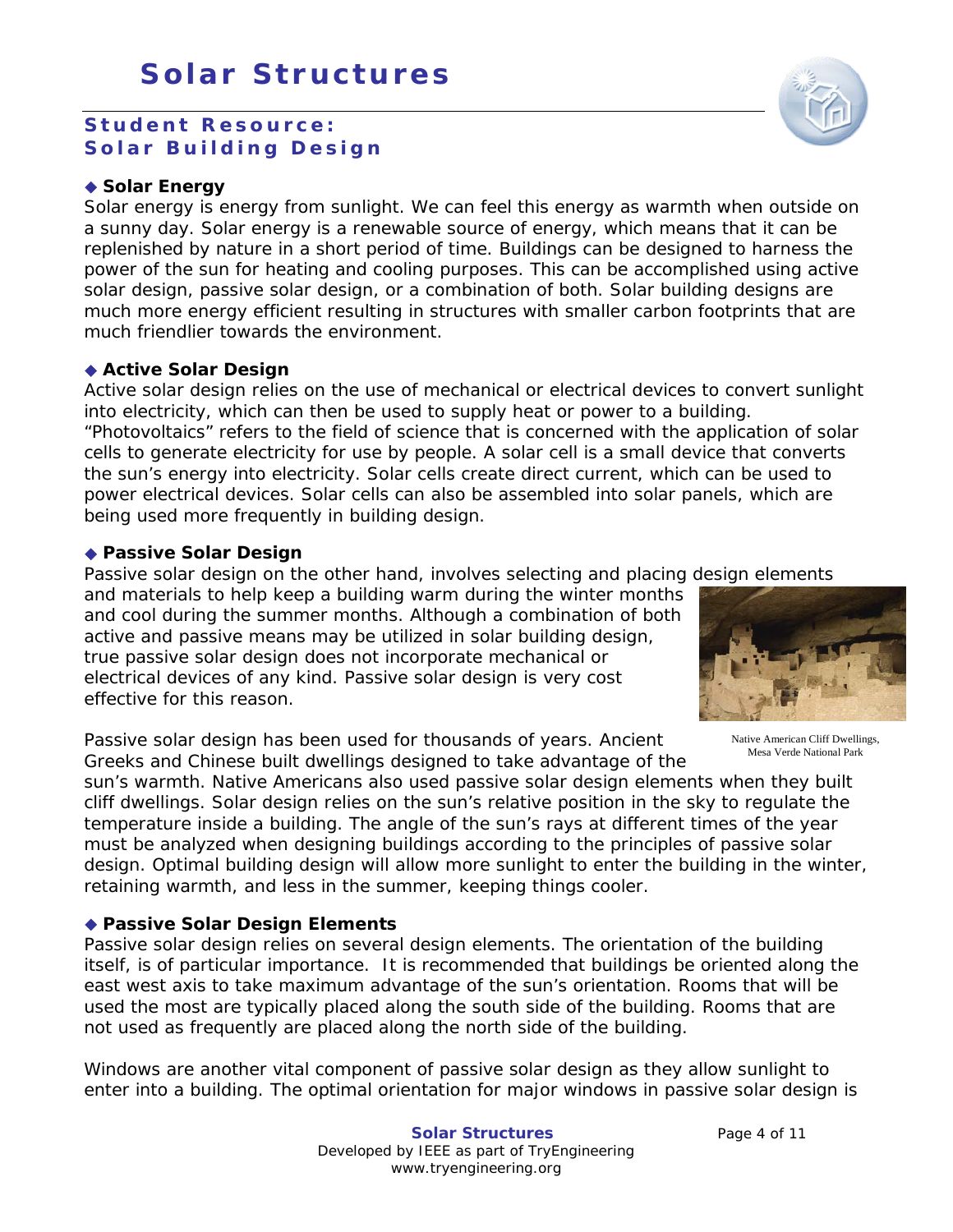# Solar Structures

## Student Resource: Solar Building Design

### ◆ Solar Energy

Solar energy is energy from sunlight. We can feel this energy as warmth when outside on a sunny day. Solar energy is a renewable source of energy, which means that it can be replenished by nature in a short period of time. Buildings can be designed to harness the power of the sun for heating and cooling purposes. This can be accomplished using active solar design, passive solar design, or a combination of both. Solar building designs are much more energy efficient resulting in structures with smaller carbon footprints that are much friendlier towards the environment.

### ◆ Active Solar Design

Active solar design relies on the use of mechanical or electrical devices to convert sunlight into electricity, which can then be used to supply heat or power to a building. "Photovoltaics" refers to the field of science that is concerned with the application of solar cells to generate electricity for use by people. A solar cell is a small device that converts the sun's energy into electricity. Solar cells create direct current, which can be used to power electrical devices. Solar cells can also be assembled into solar panels, which are being used more frequently in building design.

### ◆ Passive Solar Design

Passive solar design on the other hand, involves selecting and placing design elements and materials to help keep a building warm during the winter months and cool during the summer months. Although a combination of both active and passive means may be utilized in solar building design, true passive solar design does not incorporate mechanical or electrical devices of any kind. Passive solar design is very cost effective for this reason.

Native American Cliff Dwellings, Mesa Verde National Park

Passive solar design has been used for thousands of years. Ancient Greeks and Chinese built dwellings designed to take advantage of the sun's warmth. Native Americans also used passive solar design elements when they built cliff dwellings. Solar design relies on the sun's relative position in the sky to regulate the temperature inside a building. The angle of the sun's rays at different times of the year must be analyzed when designing buildings according to the principles of passive solar design. Optimal building design will allow more sunlight to enter the building in the winter, retaining warmth, and less in the summer, keeping things cooler.

### ◆ Passive Solar Design Elements

Passive solar design relies on several design elements. The orientation of the building itself, is of particular importance. It is recommended that buildings be oriented along the east west axis to take maximum advantage of the sun's orientation. Rooms that will be used the most are typically placed along the south side of the building. Rooms that are not used as frequently are placed along the north side of the building.

Windows are another vital component of passive solar design as they allow sunlight to enter into a building. The optimal orientation for major windows in passive solar design is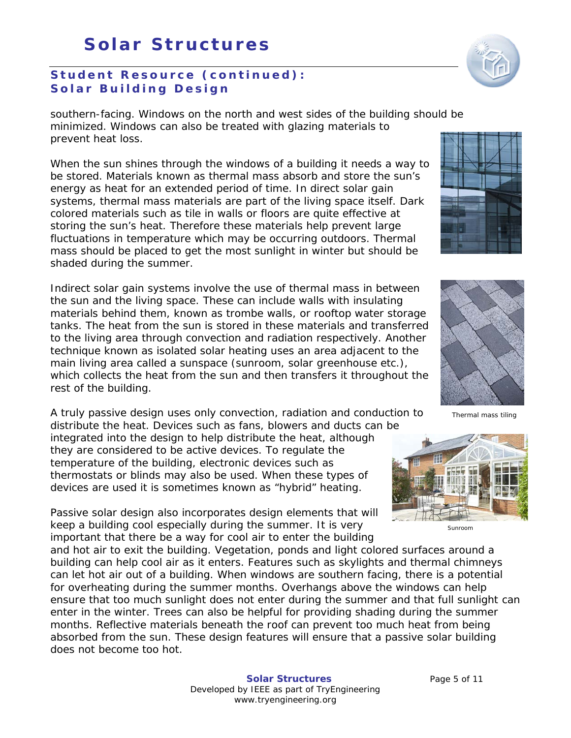## Student Resource (continued): Solar Building Design

southern-facing. Windows on the north and west sides of the building should be minimized. Windows can also be treated with glazing materials to prevent heat loss.

When the sun shines through the windows of a building it needs a way to be stored. Materials known as thermal mass absorb and store the sun's energy as heat for an extended period of time. In direct solar gain systems, thermal mass materials are part of the living space itself. Dark colored materials such as tile in walls or floors are quite effective at storing the sun's heat. Therefore these materials help prevent large fluctuations in temperature which may be occurring outdoors. Thermal mass should be placed to get the most sunlight in winter but should be shaded during the summer.

Indirect solar gain systems involve the use of thermal mass in between the sun and the living space. These can include walls with insulating materials behind them, known as trombe walls, or rooftop water storage tanks. The heat from the sun is stored in these materials and transferred to the living area through convection and radiation respectively. Another technique known as isolated solar heating uses an area adjacent to the main living area called a sunspace (sunroom, solar greenhouse etc.), which collects the heat from the sun and then transfers it throughout the rest of the building.

Thermal mass tiling

A truly passive design uses only convection, radiation and conduction to distribute the heat. Devices such as fans, blowers and ducts can be integrated into the design to help distribute the heat, although they are considered to be active devices. To regulate the temperature of the building, electronic devices such as thermostats or blinds may also be used. When these types of devices are used it is sometimes known as "hybrid" heating.

Sunroom

Passive solar design also incorporates design elements that will keep a building cool especially during the summer. It is very important that there be a way for cool air to enter the building and hot air to exit the building. Vegetation, ponds and light colored surfaces around a building can help cool air as it enters. Features such as skylights and thermal chimneys can let hot air out of a building. When windows are southern facing, there is a potential for overheating during the summer months. Overhangs above the windows can help ensure that too much sunlight does not enter during the summer and that full sunlight can enter in the winter. Trees can also be helpful for providing shading during the summer months. Reflective materials beneath the roof can prevent too much heat from being absorbed from the sun. These design features will ensure that a passive solar building does not become too hot.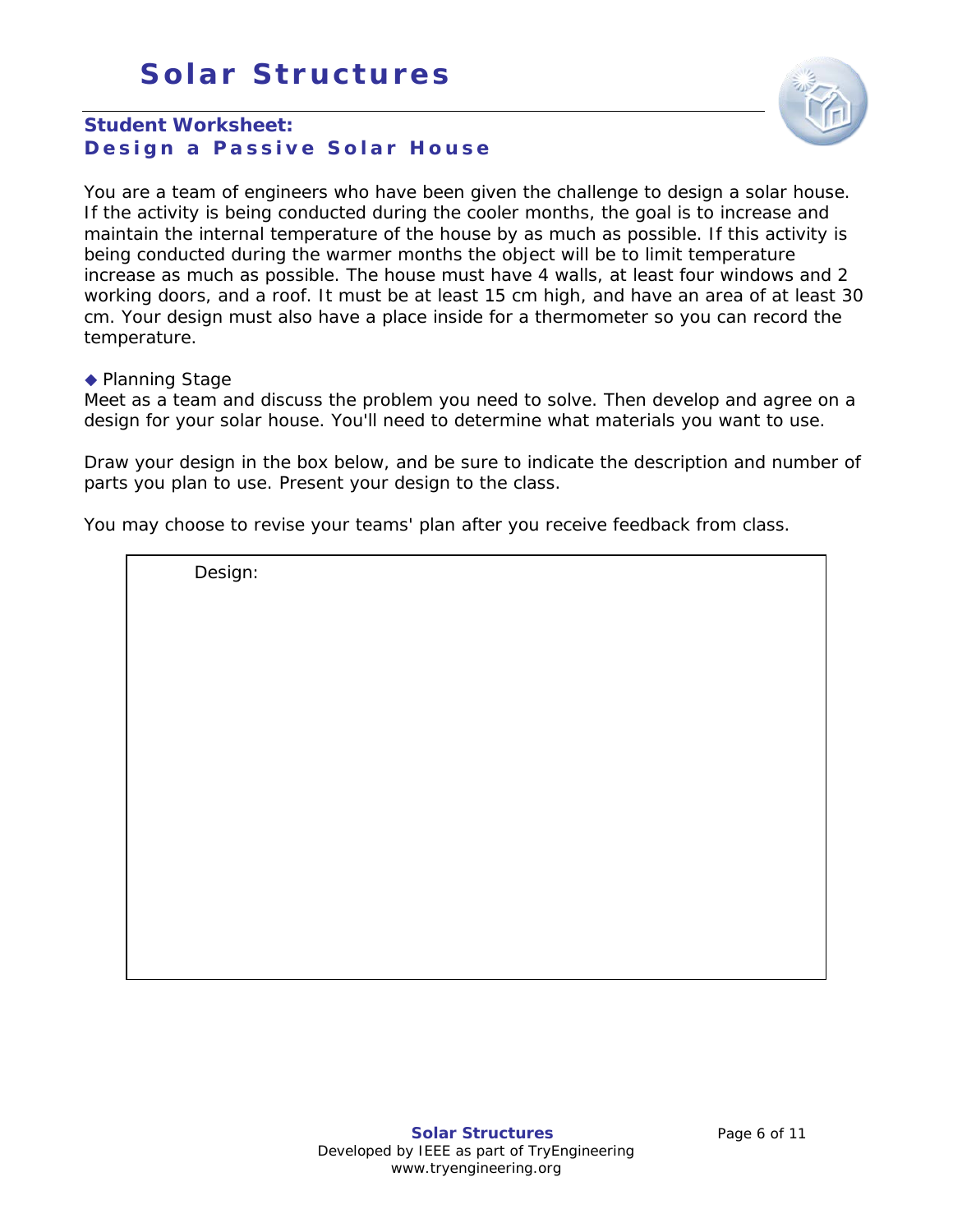# Solar Structures

## Student Worksheet:
## Design a Passive Solar House

You are a team of engineers who have been given the challenge to design a solar house. If the activity is being conducted during the cooler months, the goal is to increase and maintain the internal temperature of the house by as much as possible. If this activity is being conducted during the warmer months the object will be to limit temperature increase as much as possible. The house must have 4 walls, at least four windows and 2 working doors, and a roof. It must be at least 15 cm high, and have an area of at least 30 cm. Your design must also have a place inside for a thermometer so you can record the temperature.

◆ Planning Stage

Meet as a team and discuss the problem you need to solve. Then develop and agree on a design for your solar house. You'll need to determine what materials you want to use.

Draw your design in the box below, and be sure to indicate the description and number of parts you plan to use. Present your design to the class.

You may choose to revise your teams' plan after you receive feedback from class.

| Design: |
| --- |
| |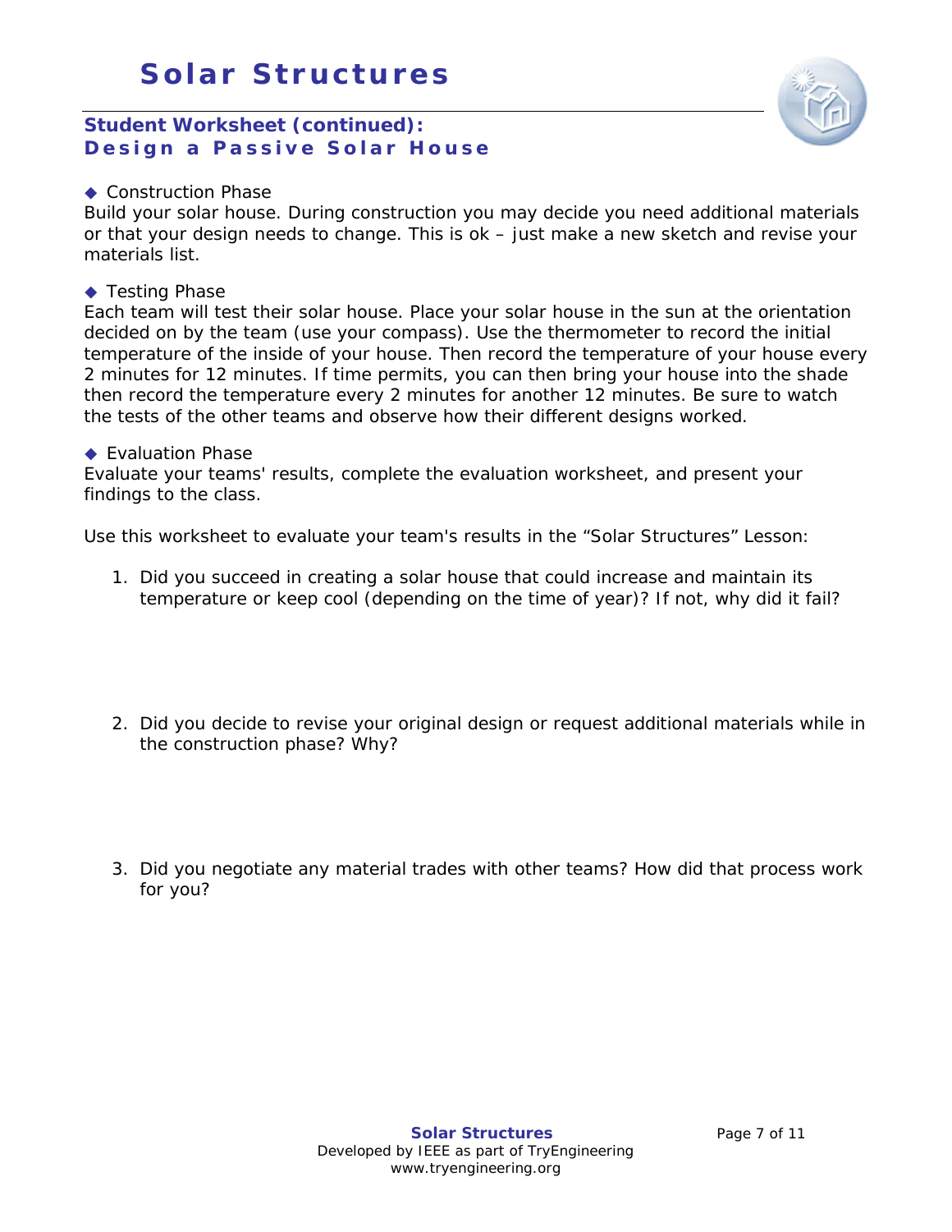# Solar Structures

## Student Worksheet (continued): Design a Passive Solar House

◆ Construction Phase
Build your solar house. During construction you may decide you need additional materials or that your design needs to change. This is ok – just make a new sketch and revise your materials list.

◆ Testing Phase
Each team will test their solar house. Place your solar house in the sun at the orientation decided on by the team (use your compass). Use the thermometer to record the initial temperature of the inside of your house. Then record the temperature of your house every 2 minutes for 12 minutes. If time permits, you can then bring your house into the shade then record the temperature every 2 minutes for another 12 minutes. Be sure to watch the tests of the other teams and observe how their different designs worked.

◆ Evaluation Phase
Evaluate your teams' results, complete the evaluation worksheet, and present your findings to the class.

Use this worksheet to evaluate your team's results in the "Solar Structures" Lesson:

1. Did you succeed in creating a solar house that could increase and maintain its temperature or keep cool (depending on the time of year)? If not, why did it fail?

2. Did you decide to revise your original design or request additional materials while in the construction phase? Why?

3. Did you negotiate any material trades with other teams? How did that process work for you?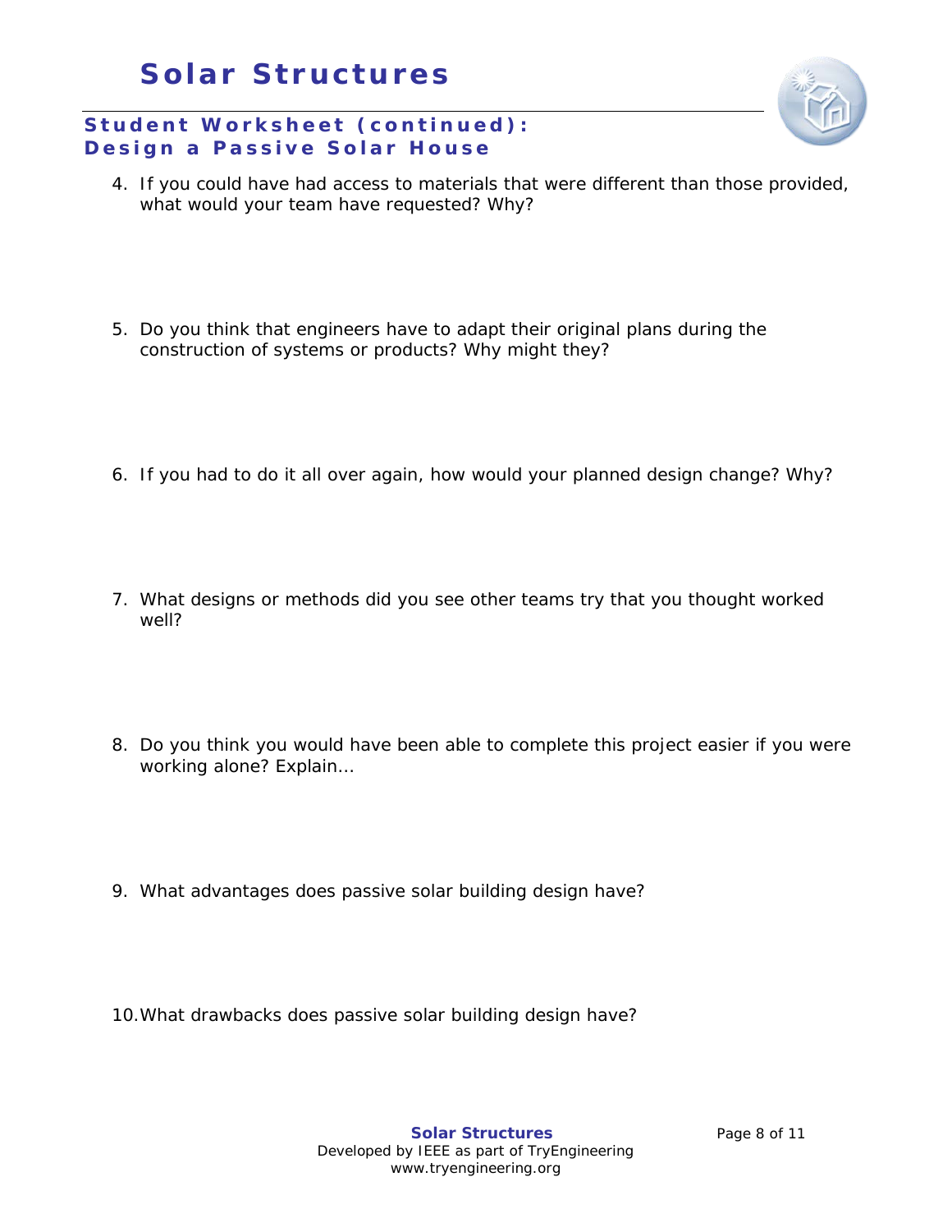# Solar Structures

## Student Worksheet (continued): Design a Passive Solar House

4. If you could have had access to materials that were different than those provided, what would your team have requested? Why?

5. Do you think that engineers have to adapt their original plans during the construction of systems or products? Why might they?

6. If you had to do it all over again, how would your planned design change? Why?

7. What designs or methods did you see other teams try that you thought worked well?

8. Do you think you would have been able to complete this project easier if you were working alone? Explain…

9. What advantages does passive solar building design have?

10. What drawbacks does passive solar building design have?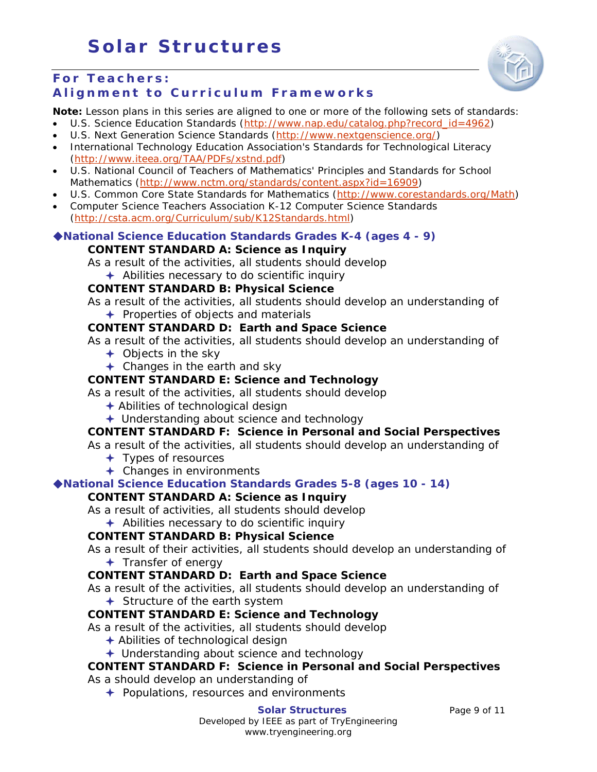# Solar Structures

## For Teachers: Alignment to Curriculum Frameworks

**Note:** Lesson plans in this series are aligned to one or more of the following sets of standards:

- U.S. Science Education Standards (http://www.nap.edu/catalog.php?record_id=4962)
- U.S. Next Generation Science Standards (http://www.nextgenscience.org/)
- International Technology Education Association's Standards for Technological Literacy (http://www.iteea.org/TAA/PDFs/xstnd.pdf)
- U.S. National Council of Teachers of Mathematics' Principles and Standards for School Mathematics (http://www.nctm.org/standards/content.aspx?id=16909)
- U.S. Common Core State Standards for Mathematics (http://www.corestandards.org/Math)
- Computer Science Teachers Association K-12 Computer Science Standards (http://csta.acm.org/Curriculum/sub/K12Standards.html)

### ◆National Science Education Standards Grades K-4 (ages 4 - 9)

**CONTENT STANDARD A: Science as Inquiry**

As a result of the activities, all students should develop

- ✦ Abilities necessary to do scientific inquiry

**CONTENT STANDARD B: Physical Science**

As a result of the activities, all students should develop an understanding of

- ✦ Properties of objects and materials

**CONTENT STANDARD D: Earth and Space Science**

As a result of the activities, all students should develop an understanding of

- ✦ Objects in the sky
- ✦ Changes in the earth and sky

**CONTENT STANDARD E: Science and Technology**

As a result of the activities, all students should develop

- ✦ Abilities of technological design
- ✦ Understanding about science and technology

**CONTENT STANDARD F: Science in Personal and Social Perspectives**

As a result of the activities, all students should develop an understanding of

- ✦ Types of resources
- ✦ Changes in environments

### ◆National Science Education Standards Grades 5-8 (ages 10 - 14)

**CONTENT STANDARD A: Science as Inquiry**

As a result of activities, all students should develop

- ✦ Abilities necessary to do scientific inquiry

**CONTENT STANDARD B: Physical Science**

As a result of their activities, all students should develop an understanding of

- ✦ Transfer of energy

**CONTENT STANDARD D: Earth and Space Science**

As a result of the activities, all students should develop an understanding of

- ✦ Structure of the earth system

**CONTENT STANDARD E: Science and Technology**

As a result of the activities, all students should develop

- ✦ Abilities of technological design
- ✦ Understanding about science and technology

**CONTENT STANDARD F: Science in Personal and Social Perspectives**

As a should develop an understanding of

- ✦ Populations, resources and environments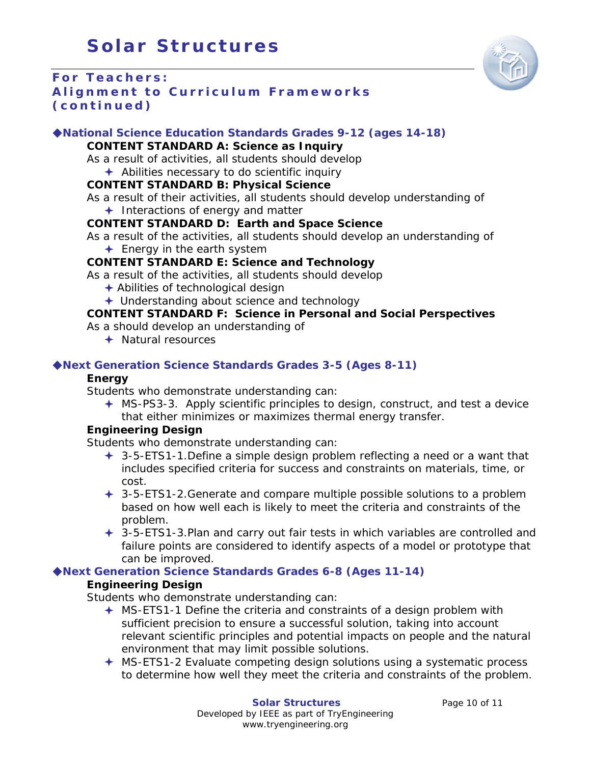# Solar Structures

## For Teachers: Alignment to Curriculum Frameworks (continued)

### ◆National Science Education Standards Grades 9-12 (ages 14-18)

**CONTENT STANDARD A: Science as Inquiry**

As a result of activities, all students should develop

- ✦ Abilities necessary to do scientific inquiry

**CONTENT STANDARD B: Physical Science**

As a result of their activities, all students should develop understanding of

- ✦ Interactions of energy and matter

**CONTENT STANDARD D: Earth and Space Science**

As a result of the activities, all students should develop an understanding of

- ✦ Energy in the earth system

**CONTENT STANDARD E: Science and Technology**

As a result of the activities, all students should develop

- ✦ Abilities of technological design
- ✦ Understanding about science and technology

**CONTENT STANDARD F: Science in Personal and Social Perspectives**

As a should develop an understanding of

- ✦ Natural resources

### ◆Next Generation Science Standards Grades 3-5 (Ages 8-11)

**Energy**

Students who demonstrate understanding can:

- ✦ MS-PS3-3. Apply scientific principles to design, construct, and test a device that either minimizes or maximizes thermal energy transfer.

**Engineering Design**

Students who demonstrate understanding can:

- ✦ 3-5-ETS1-1.Define a simple design problem reflecting a need or a want that includes specified criteria for success and constraints on materials, time, or cost.
- ✦ 3-5-ETS1-2.Generate and compare multiple possible solutions to a problem based on how well each is likely to meet the criteria and constraints of the problem.
- ✦ 3-5-ETS1-3.Plan and carry out fair tests in which variables are controlled and failure points are considered to identify aspects of a model or prototype that can be improved.

### ◆Next Generation Science Standards Grades 6-8 (Ages 11-14)

**Engineering Design**

Students who demonstrate understanding can:

- ✦ MS-ETS1-1 Define the criteria and constraints of a design problem with sufficient precision to ensure a successful solution, taking into account relevant scientific principles and potential impacts on people and the natural environment that may limit possible solutions.
- ✦ MS-ETS1-2 Evaluate competing design solutions using a systematic process to determine how well they meet the criteria and constraints of the problem.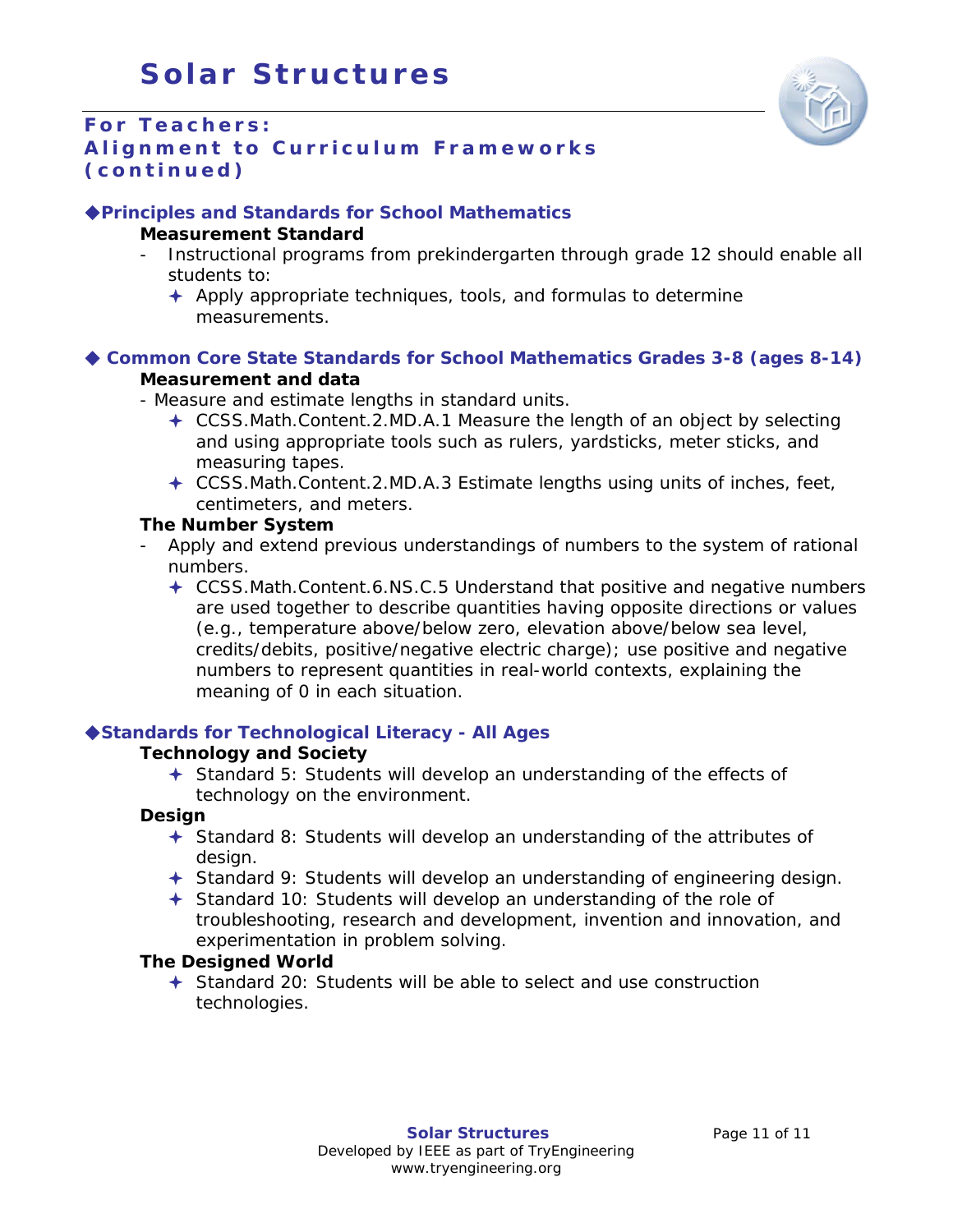# Solar Structures

## For Teachers: Alignment to Curriculum Frameworks (continued)

### ◆Principles and Standards for School Mathematics

**Measurement Standard**

- Instructional programs from prekindergarten through grade 12 should enable all students to:
  - ✦ Apply appropriate techniques, tools, and formulas to determine measurements.

### ◆ Common Core State Standards for School Mathematics Grades 3-8 (ages 8-14)

**Measurement and data**

- Measure and estimate lengths in standard units.
  - ✦ CCSS.Math.Content.2.MD.A.1 Measure the length of an object by selecting and using appropriate tools such as rulers, yardsticks, meter sticks, and measuring tapes.
  - ✦ CCSS.Math.Content.2.MD.A.3 Estimate lengths using units of inches, feet, centimeters, and meters.

**The Number System**

- Apply and extend previous understandings of numbers to the system of rational numbers.
  - ✦ CCSS.Math.Content.6.NS.C.5 Understand that positive and negative numbers are used together to describe quantities having opposite directions or values (e.g., temperature above/below zero, elevation above/below sea level, credits/debits, positive/negative electric charge); use positive and negative numbers to represent quantities in real-world contexts, explaining the meaning of 0 in each situation.

### ◆Standards for Technological Literacy - All Ages

**Technology and Society**

- ✦ Standard 5: Students will develop an understanding of the effects of technology on the environment.

**Design**

- ✦ Standard 8: Students will develop an understanding of the attributes of design.
- ✦ Standard 9: Students will develop an understanding of engineering design.
- ✦ Standard 10: Students will develop an understanding of the role of troubleshooting, research and development, invention and innovation, and experimentation in problem solving.

**The Designed World**

- ✦ Standard 20: Students will be able to select and use construction technologies.